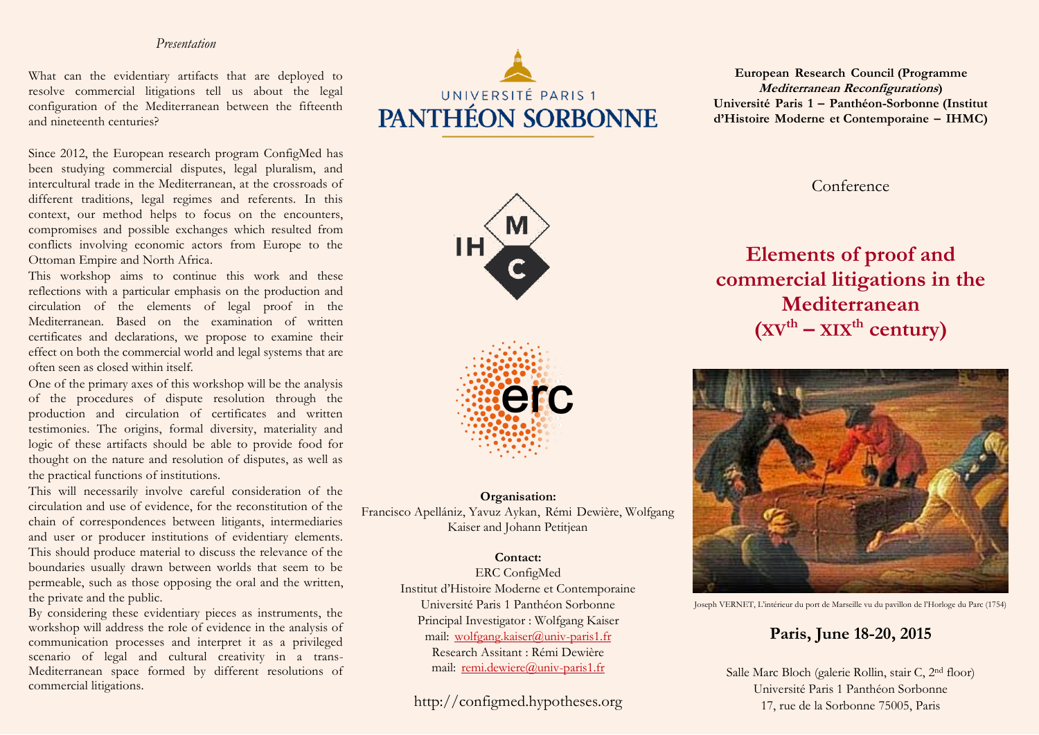*Presentation*

What can the evidentiary artifacts that are deployed to resolve commercial litigations tell us about the legal configuration of the Mediterranean between the fifteenth and nineteenth centuries?

Since 2012, the European research program ConfigMed has been studying commercial disputes, legal pluralism, and intercultural trade in the Mediterranean, at the crossroads of different traditions, legal regimes and referents. In this context, our method helps to focus on the encounters, compromises and possible exchanges which resulted from conflicts involving economic actors from Europe to the Ottoman Empire and North Africa.

This workshop aims to continue this work and these reflections with a particular emphasis on the production and circulation of the elements of legal proof in the Mediterranean. Based on the examination of written certificates and declarations, we propose to examine their effect on both the commercial world and legal systems that are often seen as closed within itself.

One of the primary axes of this workshop will be the analysis of the procedures of dispute resolution through the production and circulation of certificates and written testimonies. The origins, formal diversity, materiality and logic of these artifacts should be able to provide food for thought on the nature and resolution of disputes, as well as the practical functions of institutions.

This will necessarily involve careful consideration of the circulation and use of evidence, for the reconstitution of the chain of correspondences between litigants, intermediaries and user or producer institutions of evidentiary elements. This should produce material to discuss the relevance of the boundaries usually drawn between worlds that seem to be permeable, such as those opposing the oral and the written, the private and the public.

By considering these evidentiary pieces as instruments, the workshop will address the role of evidence in the analysis of communication processes and interpret it as a privileged scenario of legal and cultural creativity in a trans-Mediterranean space formed by different resolutions of commercial litigations.

UNIVERSITÉ PARIS 1
PANTHÉON SORBONNE

**Organisation:**
Francisco Apellániz, Yavuz Aykan, Rémi Dewière, Wolfgang Kaiser and Johann Petitjean

**Contact:**
ERC ConfigMed
Institut d'Histoire Moderne et Contemporaine
Université Paris 1 Panthéon Sorbonne
Principal Investigator : Wolfgang Kaiser
mail: wolfgang.kaiser@univ-paris1.fr
Research Assitant : Rémi Dewière
mail: remi.dewiere@univ-paris1.fr

http://configmed.hypotheses.org

**European Research Council (Programme *Mediterranean Reconfigurations*)**
**Université Paris 1 – Panthéon-Sorbonne (Institut d'Histoire Moderne et Contemporaine – IHMC)**

Conference

# Elements of proof and commercial litigations in the Mediterranean (XV$^{th}$ – XIX$^{th}$ century)

Joseph VERNET, L'intérieur du port de Marseille vu du pavillon de l'Horloge du Parc (1754)

**Paris, June 18-20, 2015**

Salle Marc Bloch (galerie Rollin, stair C, 2$^{nd}$ floor)
Université Paris 1 Panthéon Sorbonne
17, rue de la Sorbonne 75005, Paris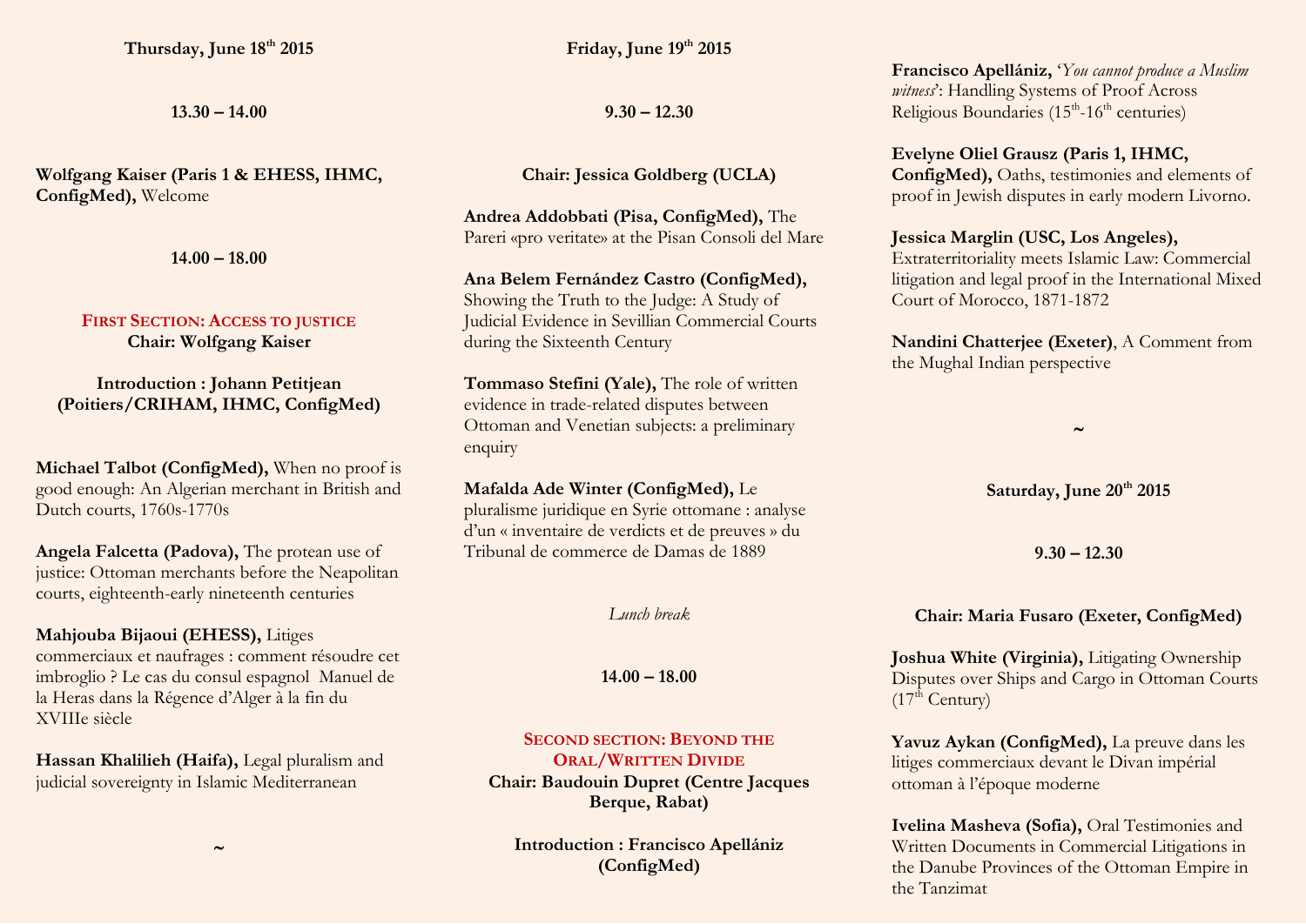**Thursday, June 18th 2015**

**13.30 – 14.00**

**Wolfgang Kaiser (Paris 1 & EHESS, IHMC, ConfigMed),** Welcome

**14.00 – 18.00**

**FIRST SECTION: ACCESS TO JUSTICE**
**Chair: Wolfgang Kaiser**

**Introduction : Johann Petitjean (Poitiers/CRIHAM, IHMC, ConfigMed)**

**Michael Talbot (ConfigMed),** When no proof is good enough: An Algerian merchant in British and Dutch courts, 1760s-1770s

**Angela Falcetta (Padova),** The protean use of justice: Ottoman merchants before the Neapolitan courts, eighteenth-early nineteenth centuries

**Mahjouba Bijaoui (EHESS),** Litiges commerciaux et naufrages : comment résoudre cet imbroglio ? Le cas du consul espagnol Manuel de la Heras dans la Régence d'Alger à la fin du XVIIIe siècle

**Hassan Khalilieh (Haifa),** Legal pluralism and judicial sovereignty in Islamic Mediterranean

~

**Friday, June 19th 2015**

**9.30 – 12.30**

**Chair: Jessica Goldberg (UCLA)**

**Andrea Addobbati (Pisa, ConfigMed),** The Pareri «pro veritate» at the Pisan Consoli del Mare

**Ana Belem Fernández Castro (ConfigMed),** Showing the Truth to the Judge: A Study of Judicial Evidence in Sevillian Commercial Courts during the Sixteenth Century

**Tommaso Stefini (Yale),** The role of written evidence in trade-related disputes between Ottoman and Venetian subjects: a preliminary enquiry

**Mafalda Ade Winter (ConfigMed),** Le pluralisme juridique en Syrie ottomane : analyse d'un « inventaire de verdicts et de preuves » du Tribunal de commerce de Damas de 1889

*Lunch break*

**14.00 – 18.00**

**SECOND SECTION: BEYOND THE ORAL/WRITTEN DIVIDE**
**Chair: Baudouin Dupret (Centre Jacques Berque, Rabat)**

**Introduction : Francisco Apellániz (ConfigMed)**

**Francisco Apellániz,** '*You cannot produce a Muslim witness*': Handling Systems of Proof Across Religious Boundaries (15th-16th centuries)

**Evelyne Oliel Grausz (Paris 1, IHMC, ConfigMed),** Oaths, testimonies and elements of proof in Jewish disputes in early modern Livorno.

**Jessica Marglin (USC, Los Angeles),** Extraterritoriality meets Islamic Law: Commercial litigation and legal proof in the International Mixed Court of Morocco, 1871-1872

**Nandini Chatterjee (Exeter)**, A Comment from the Mughal Indian perspective

~

**Saturday, June 20th 2015**

**9.30 – 12.30**

**Chair: Maria Fusaro (Exeter, ConfigMed)**

**Joshua White (Virginia),** Litigating Ownership Disputes over Ships and Cargo in Ottoman Courts (17th Century)

**Yavuz Aykan (ConfigMed),** La preuve dans les litiges commerciaux devant le Divan impérial ottoman à l'époque moderne

**Ivelina Masheva (Sofia),** Oral Testimonies and Written Documents in Commercial Litigations in the Danube Provinces of the Ottoman Empire in the Tanzimat